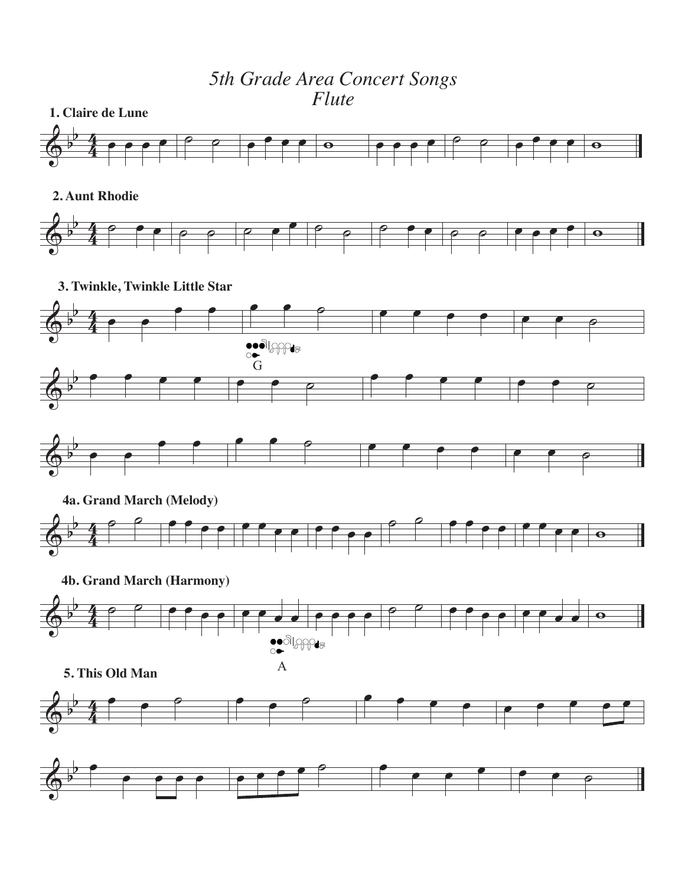# *5th Grade Area Concert Songs*
# *Flute*

**1. Claire de Lune**

**2. Aunt Rhodie**

**3. Twinkle, Twinkle Little Star**

G

**4a. Grand March (Melody)**

**4b. Grand March (Harmony)**

A

**5. This Old Man**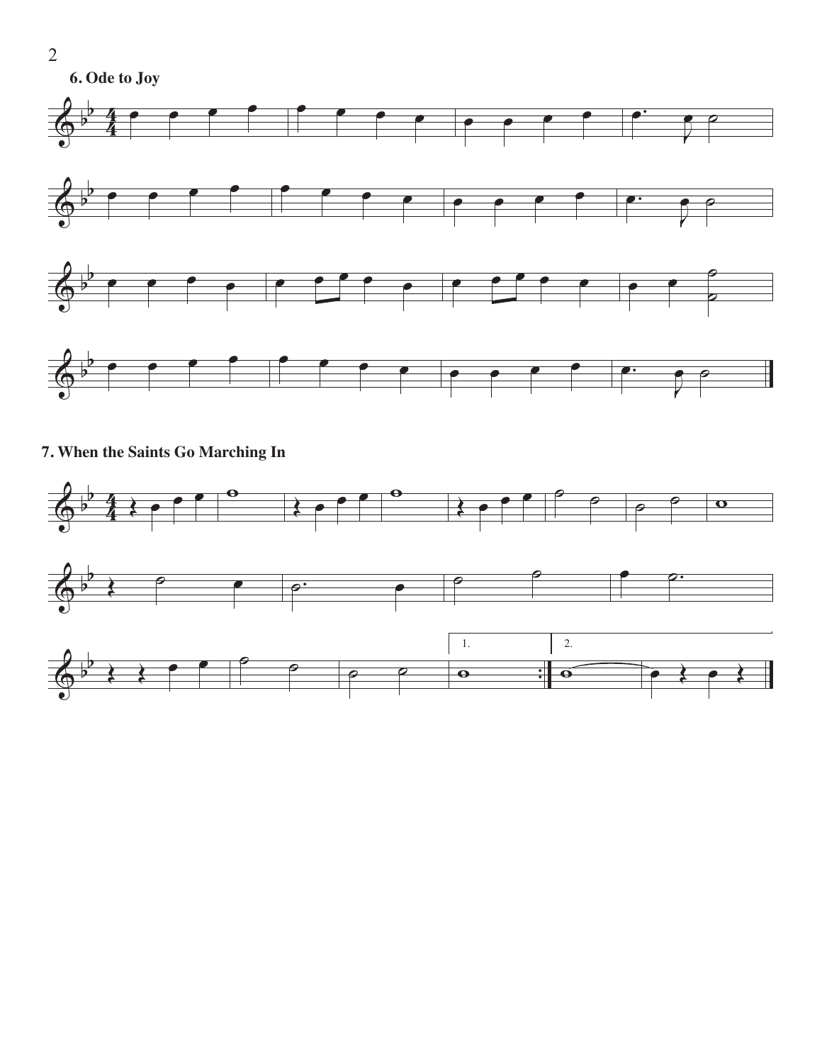**6. Ode to Joy**

**7. When the Saints Go Marching In**

1.

2.